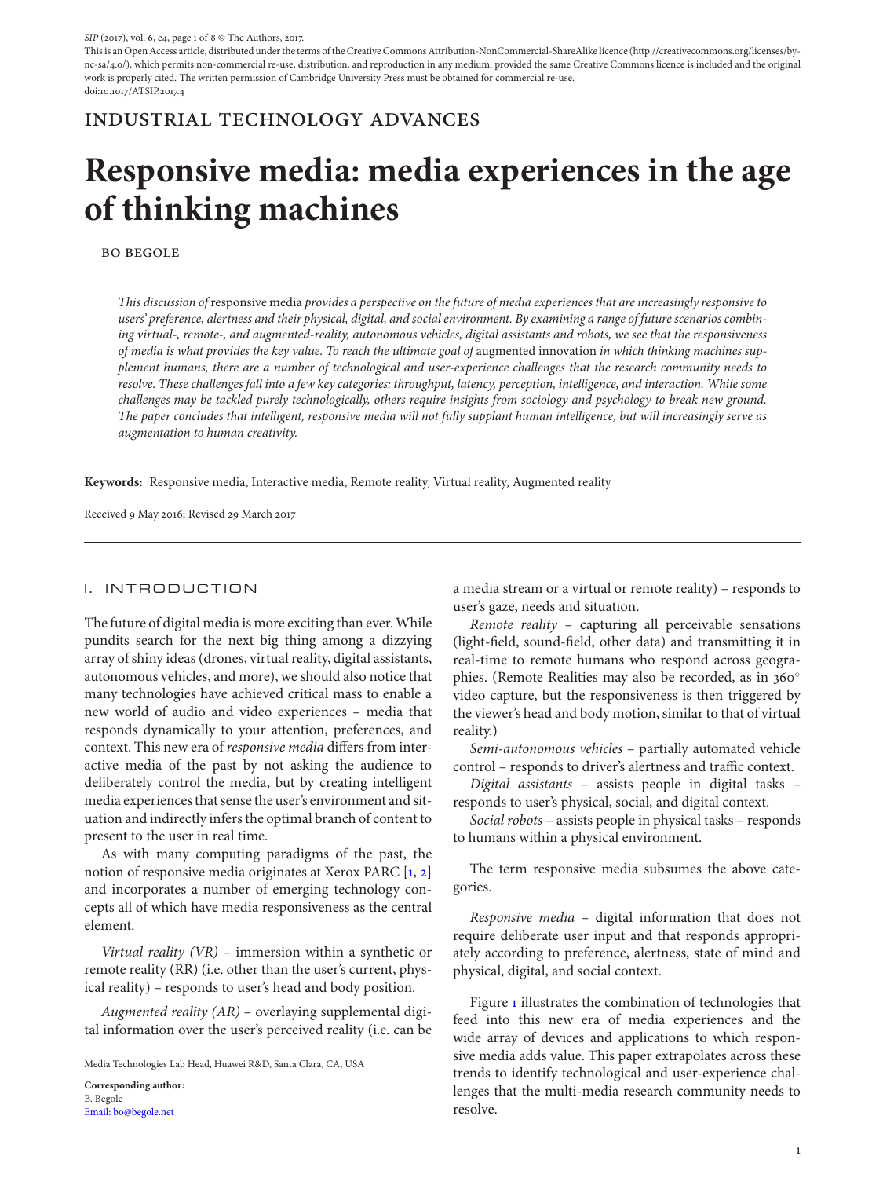SIP (2017), vol. 6, e4, page 1 of 8 © The Authors, 2017.
This is an Open Access article, distributed under the terms of the Creative Commons Attribution-NonCommercial-ShareAlike licence (http://creativecommons.org/licenses/by-nc-sa/4.0/), which permits non-commercial re-use, distribution, and reproduction in any medium, provided the same Creative Commons licence is included and the original work is properly cited. The written permission of Cambridge University Press must be obtained for commercial re-use.
doi:10.1017/ATSIP.2017.4

INDUSTRIAL TECHNOLOGY ADVANCES

# Responsive media: media experiences in the age of thinking machines

BO BEGOLE

*This discussion of* responsive media *provides a perspective on the future of media experiences that are increasingly responsive to users' preference, alertness and their physical, digital, and social environment. By examining a range of future scenarios combining virtual-, remote-, and augmented-reality, autonomous vehicles, digital assistants and robots, we see that the responsiveness of media is what provides the key value. To reach the ultimate goal of* augmented innovation *in which thinking machines supplement humans, there are a number of technological and user-experience challenges that the research community needs to resolve. These challenges fall into a few key categories: throughput, latency, perception, intelligence, and interaction. While some challenges may be tackled purely technologically, others require insights from sociology and psychology to break new ground. The paper concludes that intelligent, responsive media will not fully supplant human intelligence, but will increasingly serve as augmentation to human creativity.*

**Keywords:** Responsive media, Interactive media, Remote reality, Virtual reality, Augmented reality

Received 9 May 2016; Revised 29 March 2017

## I. INTRODUCTION

The future of digital media is more exciting than ever. While pundits search for the next big thing among a dizzying array of shiny ideas (drones, virtual reality, digital assistants, autonomous vehicles, and more), we should also notice that many technologies have achieved critical mass to enable a new world of audio and video experiences – media that responds dynamically to your attention, preferences, and context. This new era of *responsive media* differs from interactive media of the past by not asking the audience to deliberately control the media, but by creating intelligent media experiences that sense the user's environment and situation and indirectly infers the optimal branch of content to present to the user in real time.

As with many computing paradigms of the past, the notion of responsive media originates at Xerox PARC [1, 2] and incorporates a number of emerging technology concepts all of which have media responsiveness as the central element.

*Virtual reality (VR)* – immersion within a synthetic or remote reality (RR) (i.e. other than the user's current, physical reality) – responds to user's head and body position.

*Augmented reality (AR)* – overlaying supplemental digital information over the user's perceived reality (i.e. can be a media stream or a virtual or remote reality) – responds to user's gaze, needs and situation.

*Remote reality* – capturing all perceivable sensations (light-field, sound-field, other data) and transmitting it in real-time to remote humans who respond across geographies. (Remote Realities may also be recorded, as in 360° video capture, but the responsiveness is then triggered by the viewer's head and body motion, similar to that of virtual reality.)

*Semi-autonomous vehicles* – partially automated vehicle control – responds to driver's alertness and traffic context.

*Digital assistants* – assists people in digital tasks – responds to user's physical, social, and digital context.

*Social robots* – assists people in physical tasks – responds to humans within a physical environment.

The term responsive media subsumes the above categories.

*Responsive media* – digital information that does not require deliberate user input and that responds appropriately according to preference, alertness, state of mind and physical, digital, and social context.

Figure 1 illustrates the combination of technologies that feed into this new era of media experiences and the wide array of devices and applications to which responsive media adds value. This paper extrapolates across these trends to identify technological and user-experience challenges that the multi-media research community needs to resolve.

Media Technologies Lab Head, Huawei R&D, Santa Clara, CA, USA

**Corresponding author:**
B. Begole
Email: bo@begole.net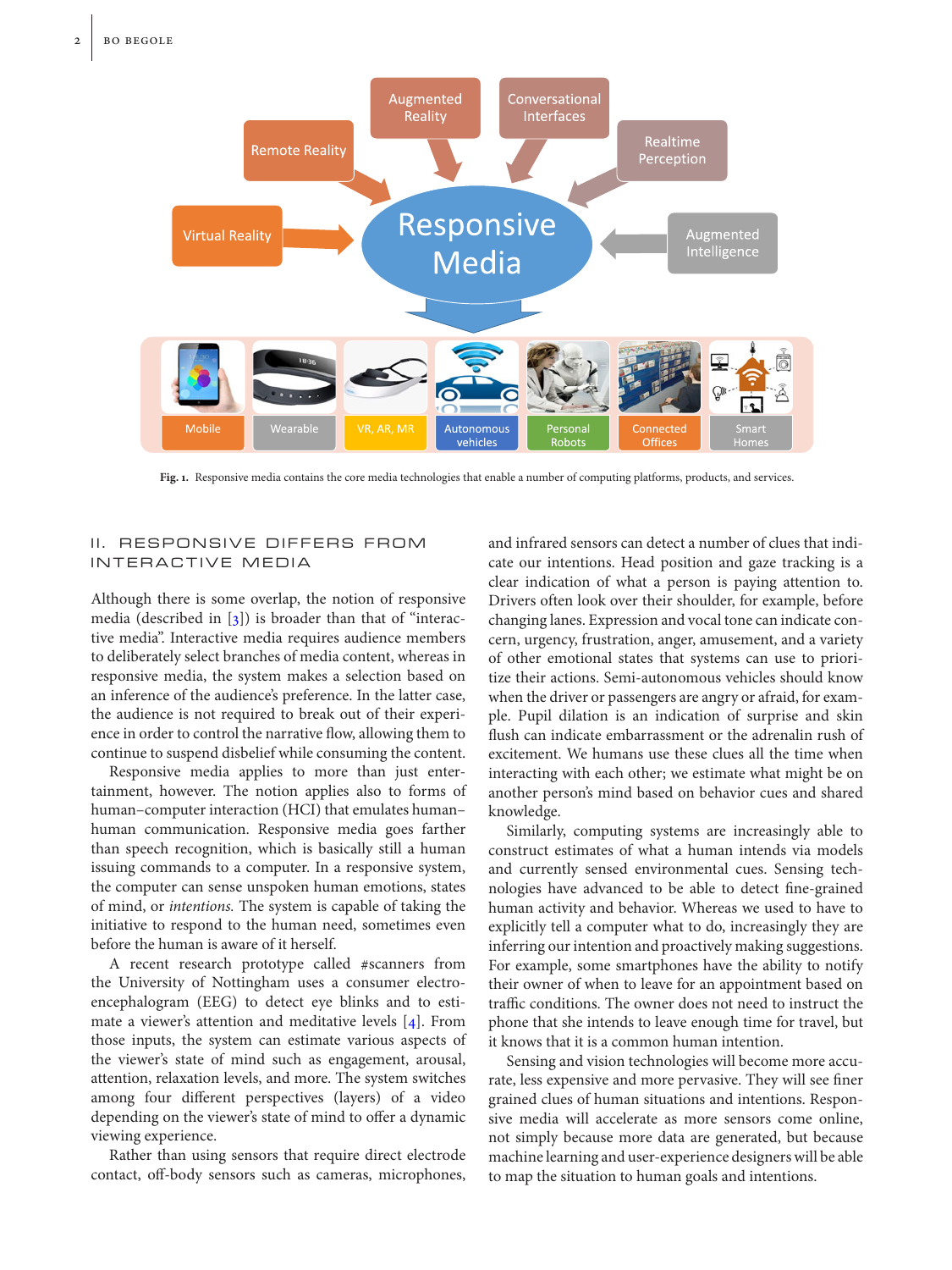Augmented Reality

Conversational Interfaces

Remote Reality

Realtime Perception

Virtual Reality

Responsive Media

Augmented Intelligence

Mobile

Wearable

VR, AR, MR

Autonomous vehicles

Personal Robots

Connected Offices

Smart Homes

**Fig. 1.** Responsive media contains the core media technologies that enable a number of computing platforms, products, and services.

## II. Responsive Differs from Interactive Media

Although there is some overlap, the notion of responsive media (described in [3]) is broader than that of "interactive media". Interactive media requires audience members to deliberately select branches of media content, whereas in responsive media, the system makes a selection based on an inference of the audience's preference. In the latter case, the audience is not required to break out of their experience in order to control the narrative flow, allowing them to continue to suspend disbelief while consuming the content.

Responsive media applies to more than just entertainment, however. The notion applies also to forms of human–computer interaction (HCI) that emulates human–human communication. Responsive media goes farther than speech recognition, which is basically still a human issuing commands to a computer. In a responsive system, the computer can sense unspoken human emotions, states of mind, or *intentions*. The system is capable of taking the initiative to respond to the human need, sometimes even before the human is aware of it herself.

A recent research prototype called #scanners from the University of Nottingham uses a consumer electroencephalogram (EEG) to detect eye blinks and to estimate a viewer's attention and meditative levels [4]. From those inputs, the system can estimate various aspects of the viewer's state of mind such as engagement, arousal, attention, relaxation levels, and more. The system switches among four different perspectives (layers) of a video depending on the viewer's state of mind to offer a dynamic viewing experience.

Rather than using sensors that require direct electrode contact, off-body sensors such as cameras, microphones, and infrared sensors can detect a number of clues that indicate our intentions. Head position and gaze tracking is a clear indication of what a person is paying attention to. Drivers often look over their shoulder, for example, before changing lanes. Expression and vocal tone can indicate concern, urgency, frustration, anger, amusement, and a variety of other emotional states that systems can use to prioritize their actions. Semi-autonomous vehicles should know when the driver or passengers are angry or afraid, for example. Pupil dilation is an indication of surprise and skin flush can indicate embarrassment or the adrenalin rush of excitement. We humans use these clues all the time when interacting with each other; we estimate what might be on another person's mind based on behavior cues and shared knowledge.

Similarly, computing systems are increasingly able to construct estimates of what a human intends via models and currently sensed environmental cues. Sensing technologies have advanced to be able to detect fine-grained human activity and behavior. Whereas we used to have to explicitly tell a computer what to do, increasingly they are inferring our intention and proactively making suggestions. For example, some smartphones have the ability to notify their owner of when to leave for an appointment based on traffic conditions. The owner does not need to instruct the phone that she intends to leave enough time for travel, but it knows that it is a common human intention.

Sensing and vision technologies will become more accurate, less expensive and more pervasive. They will see finer grained clues of human situations and intentions. Responsive media will accelerate as more sensors come online, not simply because more data are generated, but because machine learning and user-experience designers will be able to map the situation to human goals and intentions.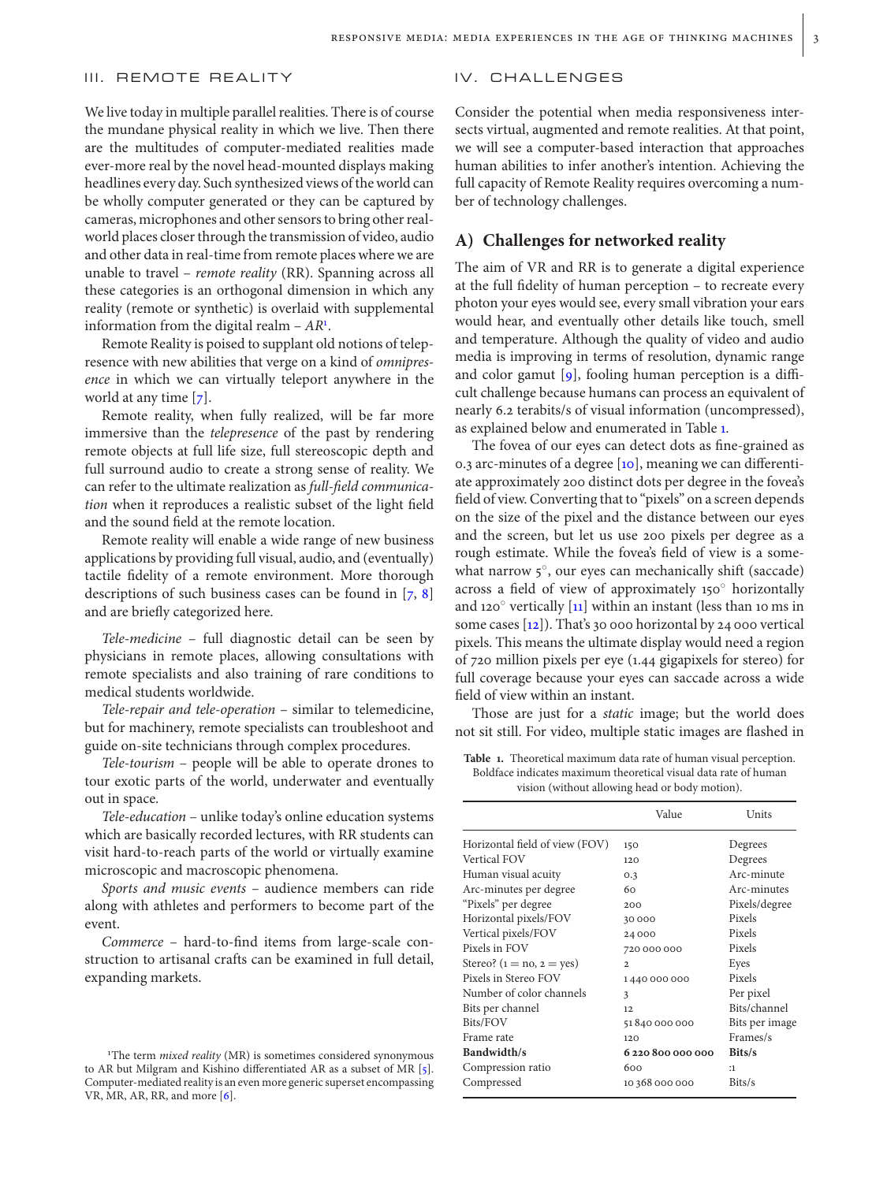## III. REMOTE REALITY

We live today in multiple parallel realities. There is of course the mundane physical reality in which we live. Then there are the multitudes of computer-mediated realities made ever-more real by the novel head-mounted displays making headlines every day. Such synthesized views of the world can be wholly computer generated or they can be captured by cameras, microphones and other sensors to bring other real-world places closer through the transmission of video, audio and other data in real-time from remote places where we are unable to travel – *remote reality* (RR). Spanning across all these categories is an orthogonal dimension in which any reality (remote or synthetic) is overlaid with supplemental information from the digital realm – *AR*[1].

Remote Reality is poised to supplant old notions of telepresence with new abilities that verge on a kind of *omnipresence* in which we can virtually teleport anywhere in the world at any time [7].

Remote reality, when fully realized, will be far more immersive than the *telepresence* of the past by rendering remote objects at full life size, full stereoscopic depth and full surround audio to create a strong sense of reality. We can refer to the ultimate realization as *full-field communication* when it reproduces a realistic subset of the light field and the sound field at the remote location.

Remote reality will enable a wide range of new business applications by providing full visual, audio, and (eventually) tactile fidelity of a remote environment. More thorough descriptions of such business cases can be found in [7, 8] and are briefly categorized here.

*Tele-medicine* – full diagnostic detail can be seen by physicians in remote places, allowing consultations with remote specialists and also training of rare conditions to medical students worldwide.

*Tele-repair and tele-operation* – similar to telemedicine, but for machinery, remote specialists can troubleshoot and guide on-site technicians through complex procedures.

*Tele-tourism* – people will be able to operate drones to tour exotic parts of the world, underwater and eventually out in space.

*Tele-education* – unlike today's online education systems which are basically recorded lectures, with RR students can visit hard-to-reach parts of the world or virtually examine microscopic and macroscopic phenomena.

*Sports and music events* – audience members can ride along with athletes and performers to become part of the event.

*Commerce* – hard-to-find items from large-scale construction to artisanal crafts can be examined in full detail, expanding markets.

[1]The term *mixed reality* (MR) is sometimes considered synonymous to AR but Milgram and Kishino differentiated AR as a subset of MR [5]. Computer-mediated reality is an even more generic superset encompassing VR, MR, AR, RR, and more [6].

## IV. CHALLENGES

Consider the potential when media responsiveness intersects virtual, augmented and remote realities. At that point, we will see a computer-based interaction that approaches human abilities to infer another's intention. Achieving the full capacity of Remote Reality requires overcoming a number of technology challenges.

### A) Challenges for networked reality

The aim of VR and RR is to generate a digital experience at the full fidelity of human perception – to recreate every photon your eyes would see, every small vibration your ears would hear, and eventually other details like touch, smell and temperature. Although the quality of video and audio media is improving in terms of resolution, dynamic range and color gamut [9], fooling human perception is a difficult challenge because humans can process an equivalent of nearly 6.2 terabits/s of visual information (uncompressed), as explained below and enumerated in Table 1.

The fovea of our eyes can detect dots as fine-grained as 0.3 arc-minutes of a degree [10], meaning we can differentiate approximately 200 distinct dots per degree in the fovea's field of view. Converting that to "pixels" on a screen depends on the size of the pixel and the distance between our eyes and the screen, but let us use 200 pixels per degree as a rough estimate. While the fovea's field of view is a somewhat narrow 5°, our eyes can mechanically shift (saccade) across a field of view of approximately 150° horizontally and 120° vertically [11] within an instant (less than 10 ms in some cases [12]). That's 30 000 horizontal by 24 000 vertical pixels. This means the ultimate display would need a region of 720 million pixels per eye (1.44 gigapixels for stereo) for full coverage because your eyes can saccade across a wide field of view within an instant.

Those are just for a *static* image; but the world does not sit still. For video, multiple static images are flashed in

**Table 1.** Theoretical maximum data rate of human visual perception. Boldface indicates maximum theoretical visual data rate of human vision (without allowing head or body motion).

| | Value | Units |
|---|---|---|
| Horizontal field of view (FOV) | 150 | Degrees |
| Vertical FOV | 120 | Degrees |
| Human visual acuity | 0.3 | Arc-minute |
| Arc-minutes per degree | 60 | Arc-minutes |
| "Pixels" per degree | 200 | Pixels/degree |
| Horizontal pixels/FOV | 30 000 | Pixels |
| Vertical pixels/FOV | 24 000 | Pixels |
| Pixels in FOV | 720 000 000 | Pixels |
| Stereo? (1 = no, 2 = yes) | 2 | Eyes |
| Pixels in Stereo FOV | 1 440 000 000 | Pixels |
| Number of color channels | 3 | Per pixel |
| Bits per channel | 12 | Bits/channel |
| Bits/FOV | 51 840 000 000 | Bits per image |
| Frame rate | 120 | Frames/s |
| **Bandwidth/s** | **6 220 800 000 000** | **Bits/s** |
| Compression ratio | 600 | :1 |
| Compressed | 10 368 000 000 | Bits/s |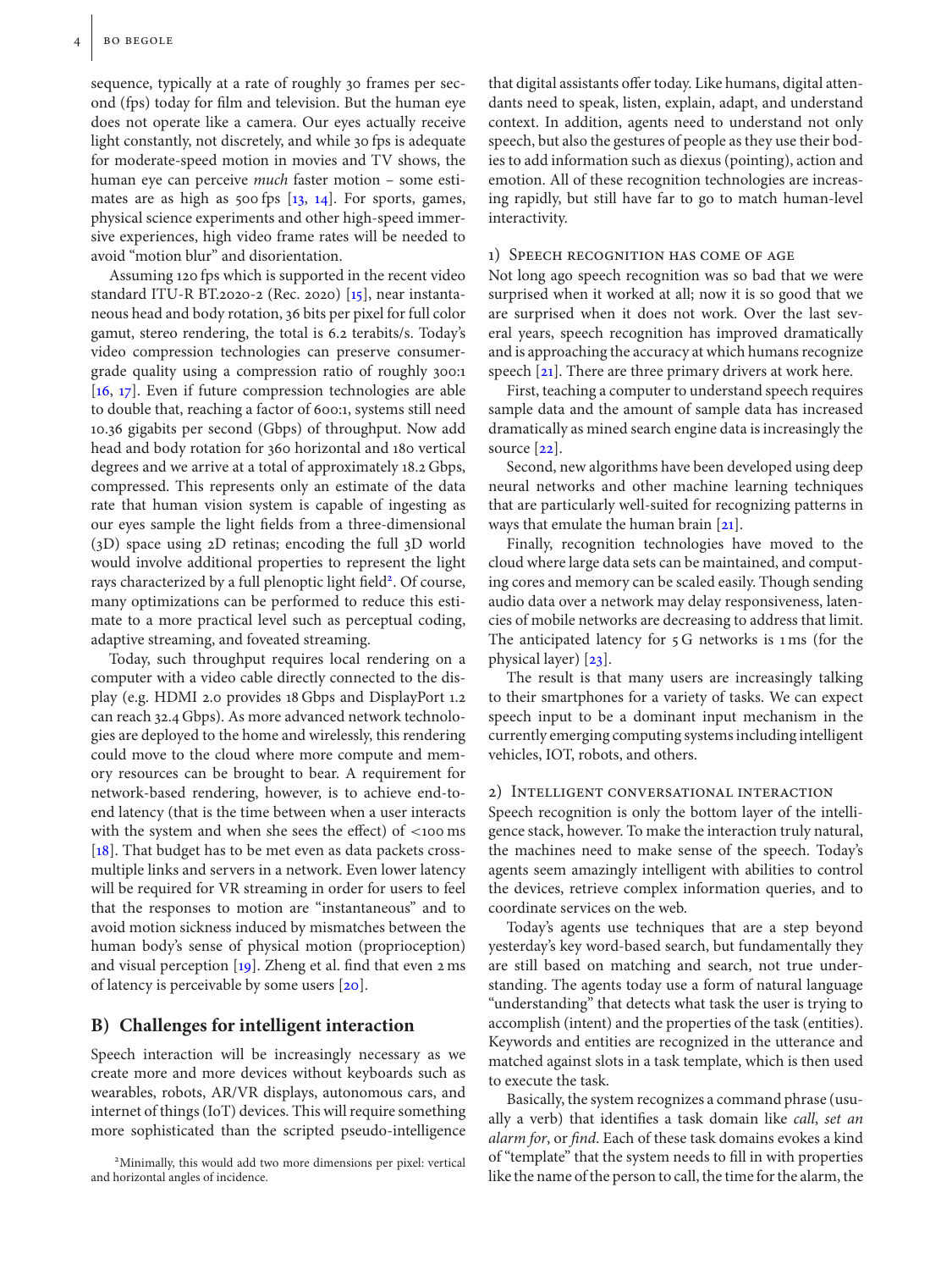sequence, typically at a rate of roughly 30 frames per second (fps) today for film and television. But the human eye does not operate like a camera. Our eyes actually receive light constantly, not discretely, and while 30 fps is adequate for moderate-speed motion in movies and TV shows, the human eye can perceive *much* faster motion – some estimates are as high as 500 fps [13, 14]. For sports, games, physical science experiments and other high-speed immersive experiences, high video frame rates will be needed to avoid "motion blur" and disorientation.

Assuming 120 fps which is supported in the recent video standard ITU-R BT.2020-2 (Rec. 2020) [15], near instantaneous head and body rotation, 36 bits per pixel for full color gamut, stereo rendering, the total is 6.2 terabits/s. Today's video compression technologies can preserve consumer-grade quality using a compression ratio of roughly 300:1 [16, 17]. Even if future compression technologies are able to double that, reaching a factor of 600:1, systems still need 10.36 gigabits per second (Gbps) of throughput. Now add head and body rotation for 360 horizontal and 180 vertical degrees and we arrive at a total of approximately 18.2 Gbps, compressed. This represents only an estimate of the data rate that human vision system is capable of ingesting as our eyes sample the light fields from a three-dimensional (3D) space using 2D retinas; encoding the full 3D world would involve additional properties to represent the light rays characterized by a full plenoptic light field[2]. Of course, many optimizations can be performed to reduce this estimate to a more practical level such as perceptual coding, adaptive streaming, and foveated streaming.

Today, such throughput requires local rendering on a computer with a video cable directly connected to the display (e.g. HDMI 2.0 provides 18 Gbps and DisplayPort 1.2 can reach 32.4 Gbps). As more advanced network technologies are deployed to the home and wirelessly, this rendering could move to the cloud where more compute and memory resources can be brought to bear. A requirement for network-based rendering, however, is to achieve end-to-end latency (that is the time between when a user interacts with the system and when she sees the effect) of <100 ms [18]. That budget has to be met even as data packets cross-multiple links and servers in a network. Even lower latency will be required for VR streaming in order for users to feel that the responses to motion are "instantaneous" and to avoid motion sickness induced by mismatches between the human body's sense of physical motion (proprioception) and visual perception [19]. Zheng et al. find that even 2 ms of latency is perceivable by some users [20].

## B) Challenges for intelligent interaction

Speech interaction will be increasingly necessary as we create more and more devices without keyboards such as wearables, robots, AR/VR displays, autonomous cars, and internet of things (IoT) devices. This will require something more sophisticated than the scripted pseudo-intelligence that digital assistants offer today. Like humans, digital attendants need to speak, listen, explain, adapt, and understand context. In addition, agents need to understand not only speech, but also the gestures of people as they use their bodies to add information such as diexus (pointing), action and emotion. All of these recognition technologies are increasing rapidly, but still have far to go to match human-level interactivity.

### 1) Speech recognition has come of age

Not long ago speech recognition was so bad that we were surprised when it worked at all; now it is so good that we are surprised when it does not work. Over the last several years, speech recognition has improved dramatically and is approaching the accuracy at which humans recognize speech [21]. There are three primary drivers at work here.

First, teaching a computer to understand speech requires sample data and the amount of sample data has increased dramatically as mined search engine data is increasingly the source [22].

Second, new algorithms have been developed using deep neural networks and other machine learning techniques that are particularly well-suited for recognizing patterns in ways that emulate the human brain [21].

Finally, recognition technologies have moved to the cloud where large data sets can be maintained, and computing cores and memory can be scaled easily. Though sending audio data over a network may delay responsiveness, latencies of mobile networks are decreasing to address that limit. The anticipated latency for 5 G networks is 1 ms (for the physical layer) [23].

The result is that many users are increasingly talking to their smartphones for a variety of tasks. We can expect speech input to be a dominant input mechanism in the currently emerging computing systems including intelligent vehicles, IOT, robots, and others.

### 2) Intelligent conversational interaction

Speech recognition is only the bottom layer of the intelligence stack, however. To make the interaction truly natural, the machines need to make sense of the speech. Today's agents seem amazingly intelligent with abilities to control the devices, retrieve complex information queries, and to coordinate services on the web.

Today's agents use techniques that are a step beyond yesterday's key word-based search, but fundamentally they are still based on matching and search, not true understanding. The agents today use a form of natural language "understanding" that detects what task the user is trying to accomplish (intent) and the properties of the task (entities). Keywords and entities are recognized in the utterance and matched against slots in a task template, which is then used to execute the task.

Basically, the system recognizes a command phrase (usually a verb) that identifies a task domain like *call*, *set an alarm for*, or *find*. Each of these task domains evokes a kind of "template" that the system needs to fill in with properties like the name of the person to call, the time for the alarm, the

[2] Minimally, this would add two more dimensions per pixel: vertical and horizontal angles of incidence.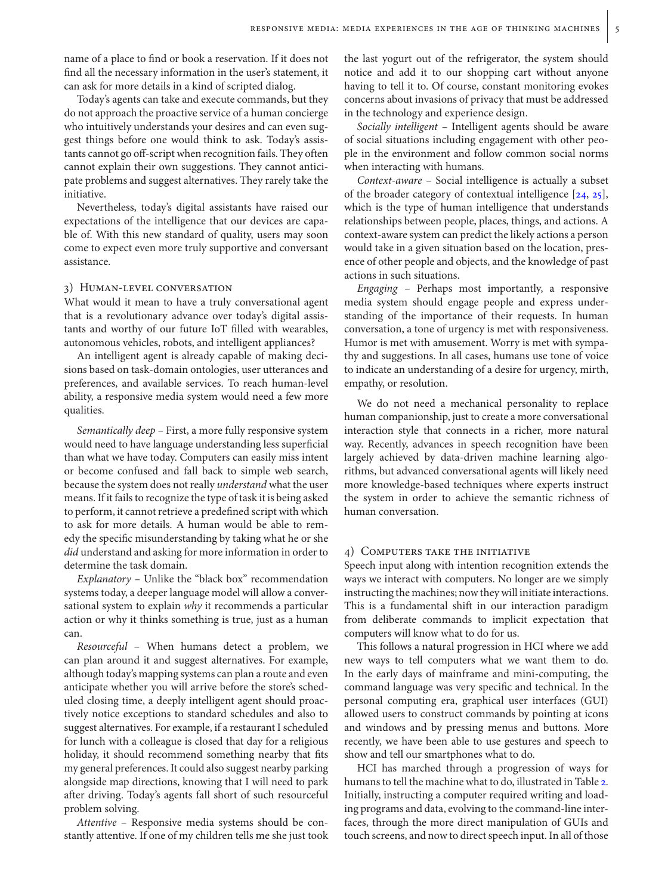name of a place to find or book a reservation. If it does not find all the necessary information in the user's statement, it can ask for more details in a kind of scripted dialog.

Today's agents can take and execute commands, but they do not approach the proactive service of a human concierge who intuitively understands your desires and can even suggest things before one would think to ask. Today's assistants cannot go off-script when recognition fails. They often cannot explain their own suggestions. They cannot anticipate problems and suggest alternatives. They rarely take the initiative.

Nevertheless, today's digital assistants have raised our expectations of the intelligence that our devices are capable of. With this new standard of quality, users may soon come to expect even more truly supportive and conversant assistance.

### 3) Human-level conversation

What would it mean to have a truly conversational agent that is a revolutionary advance over today's digital assistants and worthy of our future IoT filled with wearables, autonomous vehicles, robots, and intelligent appliances?

An intelligent agent is already capable of making decisions based on task-domain ontologies, user utterances and preferences, and available services. To reach human-level ability, a responsive media system would need a few more qualities.

*Semantically deep* – First, a more fully responsive system would need to have language understanding less superficial than what we have today. Computers can easily miss intent or become confused and fall back to simple web search, because the system does not really *understand* what the user means. If it fails to recognize the type of task it is being asked to perform, it cannot retrieve a predefined script with which to ask for more details. A human would be able to remedy the specific misunderstanding by taking what he or she *did* understand and asking for more information in order to determine the task domain.

*Explanatory* – Unlike the "black box" recommendation systems today, a deeper language model will allow a conversational system to explain *why* it recommends a particular action or why it thinks something is true, just as a human can.

*Resourceful* – When humans detect a problem, we can plan around it and suggest alternatives. For example, although today's mapping systems can plan a route and even anticipate whether you will arrive before the store's scheduled closing time, a deeply intelligent agent should proactively notice exceptions to standard schedules and also to suggest alternatives. For example, if a restaurant I scheduled for lunch with a colleague is closed that day for a religious holiday, it should recommend something nearby that fits my general preferences. It could also suggest nearby parking alongside map directions, knowing that I will need to park after driving. Today's agents fall short of such resourceful problem solving.

*Attentive* – Responsive media systems should be constantly attentive. If one of my children tells me she just took the last yogurt out of the refrigerator, the system should notice and add it to our shopping cart without anyone having to tell it to. Of course, constant monitoring evokes concerns about invasions of privacy that must be addressed in the technology and experience design.

*Socially intelligent* – Intelligent agents should be aware of social situations including engagement with other people in the environment and follow common social norms when interacting with humans.

*Context-aware* – Social intelligence is actually a subset of the broader category of contextual intelligence [24, 25], which is the type of human intelligence that understands relationships between people, places, things, and actions. A context-aware system can predict the likely actions a person would take in a given situation based on the location, presence of other people and objects, and the knowledge of past actions in such situations.

*Engaging* – Perhaps most importantly, a responsive media system should engage people and express understanding of the importance of their requests. In human conversation, a tone of urgency is met with responsiveness. Humor is met with amusement. Worry is met with sympathy and suggestions. In all cases, humans use tone of voice to indicate an understanding of a desire for urgency, mirth, empathy, or resolution.

We do not need a mechanical personality to replace human companionship, just to create a more conversational interaction style that connects in a richer, more natural way. Recently, advances in speech recognition have been largely achieved by data-driven machine learning algorithms, but advanced conversational agents will likely need more knowledge-based techniques where experts instruct the system in order to achieve the semantic richness of human conversation.

### 4) Computers take the initiative

Speech input along with intention recognition extends the ways we interact with computers. No longer are we simply instructing the machines; now they will initiate interactions. This is a fundamental shift in our interaction paradigm from deliberate commands to implicit expectation that computers will know what to do for us.

This follows a natural progression in HCI where we add new ways to tell computers what we want them to do. In the early days of mainframe and mini-computing, the command language was very specific and technical. In the personal computing era, graphical user interfaces (GUI) allowed users to construct commands by pointing at icons and windows and by pressing menus and buttons. More recently, we have been able to use gestures and speech to show and tell our smartphones what to do.

HCI has marched through a progression of ways for humans to tell the machine what to do, illustrated in Table 2. Initially, instructing a computer required writing and loading programs and data, evolving to the command-line interfaces, through the more direct manipulation of GUIs and touch screens, and now to direct speech input. In all of those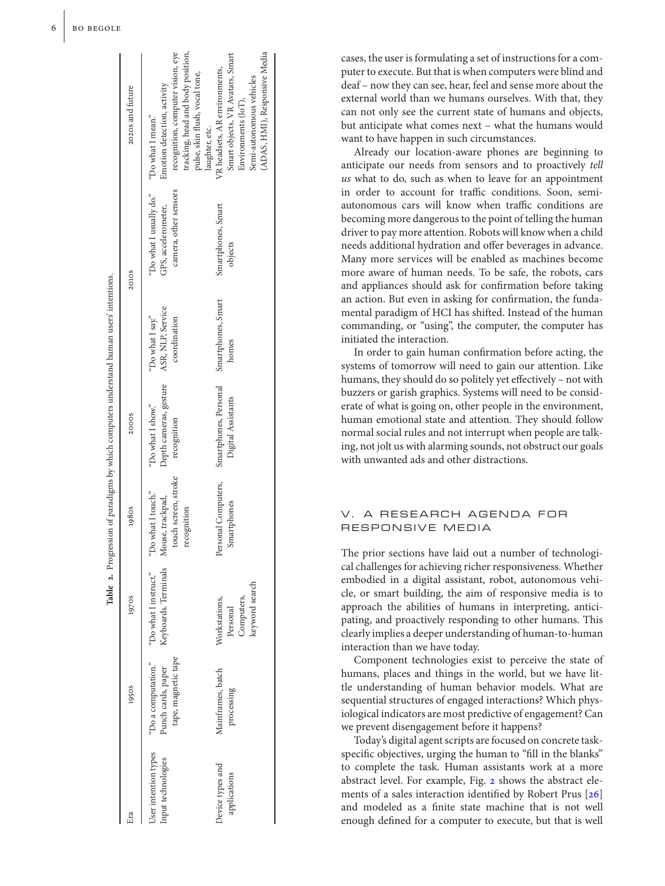**Table 2.** Progression of paradigms by which computers understand human users' intentions.

| Era | 1950s | 1970s | 1980s | 2000s | | 2010s | 2020s and future |
|---|---|---|---|---|---|---|---|
| User intention types Input technologies | "Do a computation." Punch cards, paper tape, magnetic tape | "Do what I instruct." Keyboards. Terminals | "Do what I touch." Mouse, trackpad, touch screen, stroke recognition | "Do what I show." Depth cameras, gesture recognition | "Do what I say." ASR, NLP, Service coordination | "Do what I usually do." GPS, accelerometer, camera, other sensors | "Do what I mean." Emotion detection, activity recognition, computer vision, eye tracking, head and body position, pulse, skin flush, vocal tone, laughter, etc. |
| Device types and applications | Mainframes, batch processing | Workstations, Personal Computers, keyword search | Personal Computers, Smartphones | Smartphones, Personal Digital Assistants | Smartphones, Smart homes | Smartphones, Smart objects | VR headsets, AR environments, Smart objects, VR Avatars, Smart Environments (IoT), Semi-autonomous vehicles (ADAS, HMI), Responsive Media |

cases, the user is formulating a set of instructions for a computer to execute. But that is when computers were blind and deaf – now they can see, hear, feel and sense more about the external world than we humans ourselves. With that, they can not only see the current state of humans and objects, but anticipate what comes next – what the humans would want to have happen in such circumstances.

Already our location-aware phones are beginning to anticipate our needs from sensors and to proactively *tell us* what to do, such as when to leave for an appointment in order to account for traffic conditions. Soon, semi-autonomous cars will know when traffic conditions are becoming more dangerous to the point of telling the human driver to pay more attention. Robots will know when a child needs additional hydration and offer beverages in advance. Many more services will be enabled as machines become more aware of human needs. To be safe, the robots, cars and appliances should ask for confirmation before taking an action. But even in asking for confirmation, the fundamental paradigm of HCI has shifted. Instead of the human commanding, or "using", the computer, the computer has initiated the interaction.

In order to gain human confirmation before acting, the systems of tomorrow will need to gain our attention. Like humans, they should do so politely yet effectively – not with buzzers or garish graphics. Systems will need to be considerate of what is going on, other people in the environment, human emotional state and attention. They should follow normal social rules and not interrupt when people are talking, not jolt us with alarming sounds, not obstruct our goals with unwanted ads and other distractions.

## V. A RESEARCH AGENDA FOR RESPONSIVE MEDIA

The prior sections have laid out a number of technological challenges for achieving richer responsiveness. Whether embodied in a digital assistant, robot, autonomous vehicle, or smart building, the aim of responsive media is to approach the abilities of humans in interpreting, anticipating, and proactively responding to other humans. This clearly implies a deeper understanding of human-to-human interaction than we have today.

Component technologies exist to perceive the state of humans, places and things in the world, but we have little understanding of human behavior models. What are sequential structures of engaged interactions? Which physiological indicators are most predictive of engagement? Can we prevent disengagement before it happens?

Today's digital agent scripts are focused on concrete task-specific objectives, urging the human to "fill in the blanks" to complete the task. Human assistants work at a more abstract level. For example, Fig. 2 shows the abstract elements of a sales interaction identified by Robert Prus [26] and modeled as a finite state machine that is not well enough defined for a computer to execute, but that is well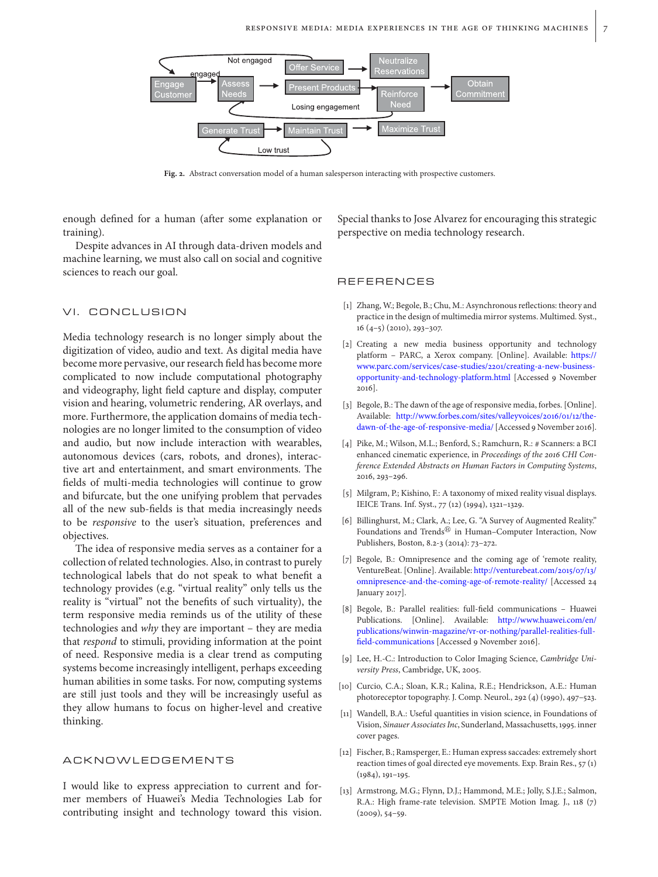Not engaged
engaged
Engage Customer
Assess Needs
Offer Service
Present Products
Neutralize Reservations
Reinforce Need
Obtain Commitment
Losing engagement
Generate Trust
Maintain Trust
Maximize Trust
Low trust

**Fig. 2.** Abstract conversation model of a human salesperson interacting with prospective customers.

enough defined for a human (after some explanation or training).

Despite advances in AI through data-driven models and machine learning, we must also call on social and cognitive sciences to reach our goal.

## VI. Conclusion

Media technology research is no longer simply about the digitization of video, audio and text. As digital media have become more pervasive, our research field has become more complicated to now include computational photography and videography, light field capture and display, computer vision and hearing, volumetric rendering, AR overlays, and more. Furthermore, the application domains of media technologies are no longer limited to the consumption of video and audio, but now include interaction with wearables, autonomous devices (cars, robots, and drones), interactive art and entertainment, and smart environments. The fields of multi-media technologies will continue to grow and bifurcate, but the one unifying problem that pervades all of the new sub-fields is that media increasingly needs to be *responsive* to the user's situation, preferences and objectives.

The idea of responsive media serves as a container for a collection of related technologies. Also, in contrast to purely technological labels that do not speak to what benefit a technology provides (e.g. "virtual reality" only tells us the reality is "virtual" not the benefits of such virtuality), the term responsive media reminds us of the utility of these technologies and *why* they are important – they are media that *respond* to stimuli, providing information at the point of need. Responsive media is a clear trend as computing systems become increasingly intelligent, perhaps exceeding human abilities in some tasks. For now, computing systems are still just tools and they will be increasingly useful as they allow humans to focus on higher-level and creative thinking.

## Acknowledgements

I would like to express appreciation to current and former members of Huawei's Media Technologies Lab for contributing insight and technology toward this vision. Special thanks to Jose Alvarez for encouraging this strategic perspective on media technology research.

## References

[1] Zhang, W.; Begole, B.; Chu, M.: Asynchronous reflections: theory and practice in the design of multimedia mirror systems. Multimed. Syst., 16 (4–5) (2010), 293–307.

[2] Creating a new media business opportunity and technology platform – PARC, a Xerox company. [Online]. Available: https://www.parc.com/services/case-studies/2201/creating-a-new-business-opportunity-and-technology-platform.html [Accessed 9 November 2016].

[3] Begole, B.: The dawn of the age of responsive media, forbes. [Online]. Available: http://www.forbes.com/sites/valleyvoices/2016/01/12/the-dawn-of-the-age-of-responsive-media/ [Accessed 9 November 2016].

[4] Pike, M.; Wilson, M.L.; Benford, S.; Ramchurn, R.: # Scanners: a BCI enhanced cinematic experience, in *Proceedings of the 2016 CHI Conference Extended Abstracts on Human Factors in Computing Systems*, 2016, 293–296.

[5] Milgram, P.; Kishino, F.: A taxonomy of mixed reality visual displays. IEICE Trans. Inf. Syst., 77 (12) (1994), 1321–1329.

[6] Billinghurst, M.; Clark, A.; Lee, G. "A Survey of Augmented Reality." Foundations and Trends® in Human–Computer Interaction, Now Publishers, Boston, 8.2-3 (2014): 73–272.

[7] Begole, B.: Omnipresence and the coming age of 'remote reality, VentureBeat. [Online]. Available: http://venturebeat.com/2015/07/13/omnipresence-and-the-coming-age-of-remote-reality/ [Accessed 24 January 2017].

[8] Begole, B.: Parallel realities: full-field communications – Huawei Publications. [Online]. Available: http://www.huawei.com/en/publications/winwin-magazine/vr-or-nothing/parallel-realities-full-field-communications [Accessed 9 November 2016].

[9] Lee, H.-C.: Introduction to Color Imaging Science, *Cambridge University Press*, Cambridge, UK, 2005.

[10] Curcio, C.A.; Sloan, K.R.; Kalina, R.E.; Hendrickson, A.E.: Human photoreceptor topography. J. Comp. Neurol., 292 (4) (1990), 497–523.

[11] Wandell, B.A.: Useful quantities in vision science, in Foundations of Vision, *Sinauer Associates Inc*, Sunderland, Massachusetts, 1995. inner cover pages.

[12] Fischer, B.; Ramsperger, E.: Human express saccades: extremely short reaction times of goal directed eye movements. Exp. Brain Res., 57 (1) (1984), 191–195.

[13] Armstrong, M.G.; Flynn, D.J.; Hammond, M.E.; Jolly, S.J.E.; Salmon, R.A.: High frame-rate television. SMPTE Motion Imag. J., 118 (7) (2009), 54–59.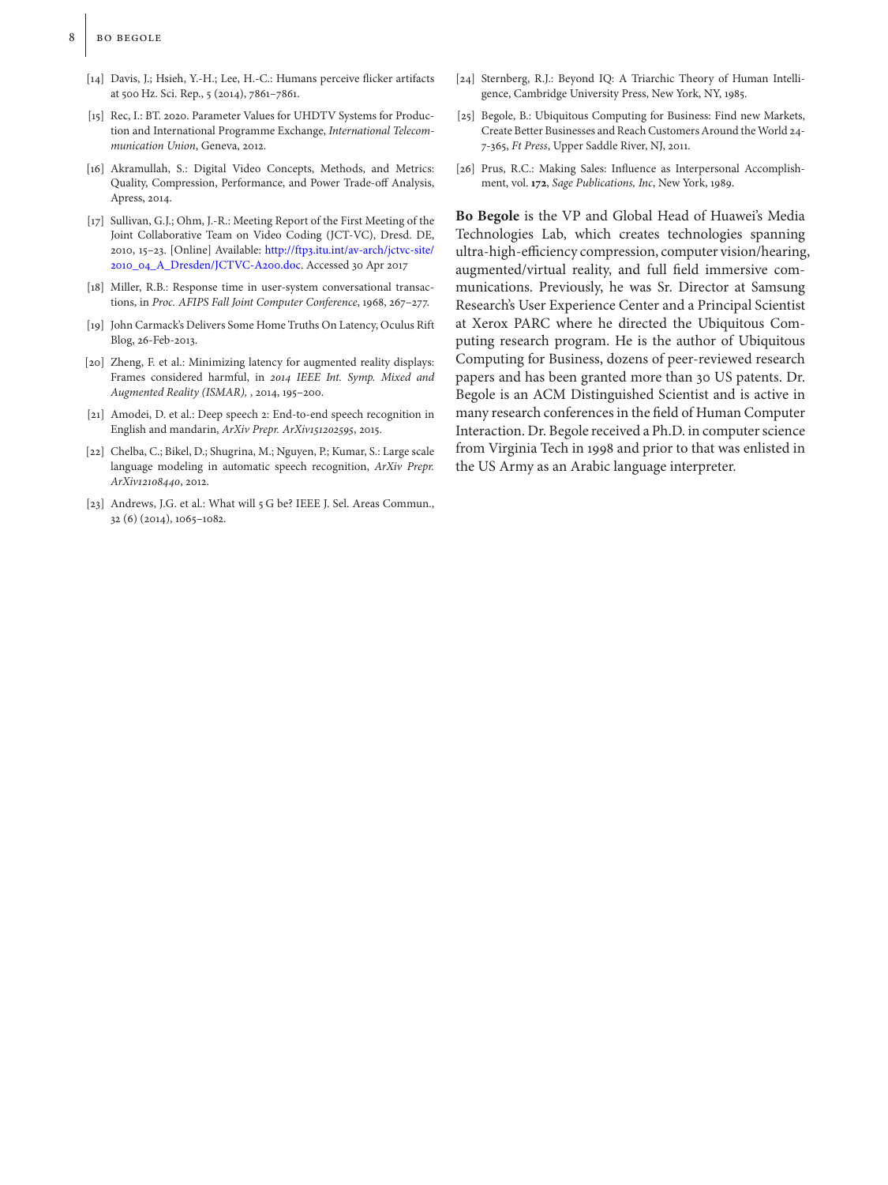[14] Davis, J.; Hsieh, Y.-H.; Lee, H.-C.: Humans perceive flicker artifacts at 500 Hz. Sci. Rep., 5 (2014), 7861–7861.

[15] Rec, I.: BT. 2020. Parameter Values for UHDTV Systems for Production and International Programme Exchange, *International Telecommunication Union*, Geneva, 2012.

[16] Akramullah, S.: Digital Video Concepts, Methods, and Metrics: Quality, Compression, Performance, and Power Trade-off Analysis, Apress, 2014.

[17] Sullivan, G.J.; Ohm, J.-R.: Meeting Report of the First Meeting of the Joint Collaborative Team on Video Coding (JCT-VC), Dresd. DE, 2010, 15–23. [Online] Available: http://ftp3.itu.int/av-arch/jctvc-site/2010_04_A_Dresden/JCTVC-A200.doc. Accessed 30 Apr 2017

[18] Miller, R.B.: Response time in user-system conversational transactions, in *Proc. AFIPS Fall Joint Computer Conference*, 1968, 267–277.

[19] John Carmack's Delivers Some Home Truths On Latency, Oculus Rift Blog, 26-Feb-2013.

[20] Zheng, F. et al.: Minimizing latency for augmented reality displays: Frames considered harmful, in *2014 IEEE Int. Symp. Mixed and Augmented Reality (ISMAR)*, , 2014, 195–200.

[21] Amodei, D. et al.: Deep speech 2: End-to-end speech recognition in English and mandarin, *ArXiv Prepr. ArXiv151202595*, 2015.

[22] Chelba, C.; Bikel, D.; Shugrina, M.; Nguyen, P.; Kumar, S.: Large scale language modeling in automatic speech recognition, *ArXiv Prepr. ArXiv12108440*, 2012.

[23] Andrews, J.G. et al.: What will 5 G be? IEEE J. Sel. Areas Commun., 32 (6) (2014), 1065–1082.

[24] Sternberg, R.J.: Beyond IQ: A Triarchic Theory of Human Intelligence, Cambridge University Press, New York, NY, 1985.

[25] Begole, B.: Ubiquitous Computing for Business: Find new Markets, Create Better Businesses and Reach Customers Around the World 24-7-365, *Ft Press*, Upper Saddle River, NJ, 2011.

[26] Prus, R.C.: Making Sales: Influence as Interpersonal Accomplishment, vol. **172**, *Sage Publications, Inc*, New York, 1989.

**Bo Begole** is the VP and Global Head of Huawei's Media Technologies Lab, which creates technologies spanning ultra-high-efficiency compression, computer vision/hearing, augmented/virtual reality, and full field immersive communications. Previously, he was Sr. Director at Samsung Research's User Experience Center and a Principal Scientist at Xerox PARC where he directed the Ubiquitous Computing research program. He is the author of Ubiquitous Computing for Business, dozens of peer-reviewed research papers and has been granted more than 30 US patents. Dr. Begole is an ACM Distinguished Scientist and is active in many research conferences in the field of Human Computer Interaction. Dr. Begole received a Ph.D. in computer science from Virginia Tech in 1998 and prior to that was enlisted in the US Army as an Arabic language interpreter.